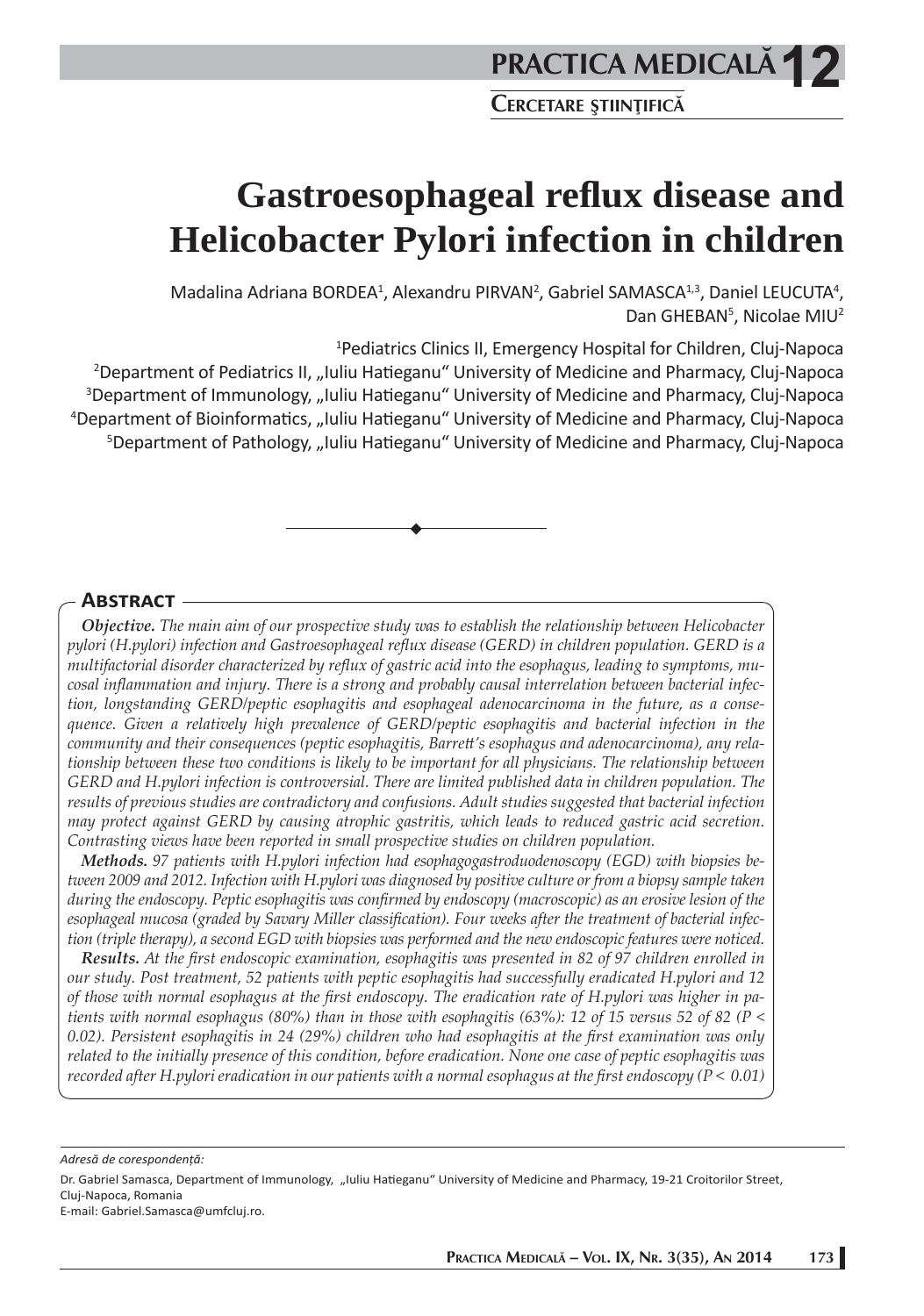# Gastroesophageal reflux disease and Helicobacter Pylori infection in children

Madalina Adriana BORDEA[1], Alexandru PIRVAN[2], Gabriel SAMASCA[1,3], Daniel LEUCUTA[4], Dan GHEBAN[5], Nicolae MIU[2]

[1]Pediatrics Clinics II, Emergency Hospital for Children, Cluj-Napoca
[2]Department of Pediatrics II, „Iuliu Hatieganu" University of Medicine and Pharmacy, Cluj-Napoca
[3]Department of Immunology, „Iuliu Hatieganu" University of Medicine and Pharmacy, Cluj-Napoca
[4]Department of Bioinformatics, „Iuliu Hatieganu" University of Medicine and Pharmacy, Cluj-Napoca
[5]Department of Pathology, „Iuliu Hatieganu" University of Medicine and Pharmacy, Cluj-Napoca

## Abstract

***Objective.*** *The main aim of our prospective study was to establish the relationship between Helicobacter pylori (H.pylori) infection and Gastroesophageal reflux disease (GERD) in children population. GERD is a multifactorial disorder characterized by reflux of gastric acid into the esophagus, leading to symptoms, mucosal inflammation and injury. There is a strong and probably causal interrelation between bacterial infection, longstanding GERD/peptic esophagitis and esophageal adenocarcinoma in the future, as a consequence. Given a relatively high prevalence of GERD/peptic esophagitis and bacterial infection in the community and their consequences (peptic esophagitis, Barrett's esophagus and adenocarcinoma), any relationship between these two conditions is likely to be important for all physicians. The relationship between GERD and H.pylori infection is controversial. There are limited published data in children population. The results of previous studies are contradictory and confusions. Adult studies suggested that bacterial infection may protect against GERD by causing atrophic gastritis, which leads to reduced gastric acid secretion. Contrasting views have been reported in small prospective studies on children population.*

***Methods.*** *97 patients with H.pylori infection had esophagogastroduodenoscopy (EGD) with biopsies between 2009 and 2012. Infection with H.pylori was diagnosed by positive culture or from a biopsy sample taken during the endoscopy. Peptic esophagitis was confirmed by endoscopy (macroscopic) as an erosive lesion of the esophageal mucosa (graded by Savary Miller classification). Four weeks after the treatment of bacterial infection (triple therapy), a second EGD with biopsies was performed and the new endoscopic features were noticed.*

***Results.*** *At the first endoscopic examination, esophagitis was presented in 82 of 97 children enrolled in our study. Post treatment, 52 patients with peptic esophagitis had successfully eradicated H.pylori and 12 of those with normal esophagus at the first endoscopy. The eradication rate of H.pylori was higher in patients with normal esophagus (80%) than in those with esophagitis (63%): 12 of 15 versus 52 of 82 ($P < 0.02$). Persistent esophagitis in 24 (29%) children who had esophagitis at the first examination was only related to the initially presence of this condition, before eradication. None one case of peptic esophagitis was recorded after H.pylori eradication in our patients with a normal esophagus at the first endoscopy ($P < 0.01$)*

*Adresă de corespondență:*

Dr. Gabriel Samasca, Department of Immunology, „Iuliu Hatieganu" University of Medicine and Pharmacy, 19-21 Croitorilor Street, Cluj-Napoca, Romania
E-mail: Gabriel.Samasca@umfcluj.ro.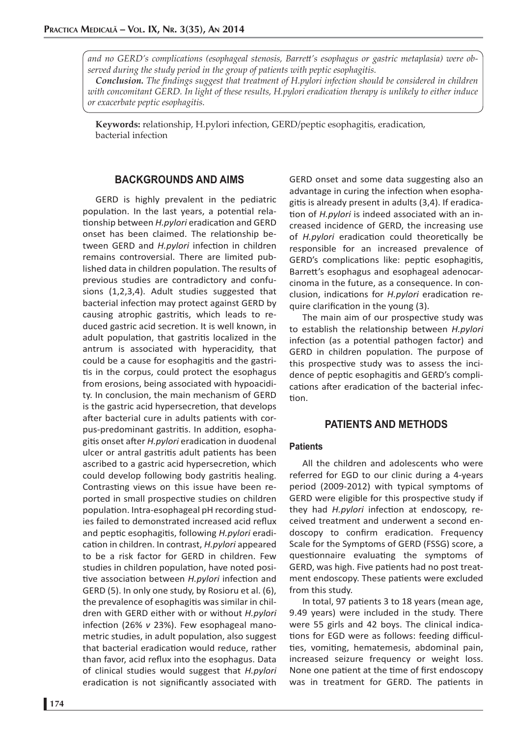*and no GERD's complications (esophageal stenosis, Barrett's esophagus or gastric metaplasia) were observed during the study period in the group of patients with peptic esophagitis.*

***Conclusion.*** *The findings suggest that treatment of H.pylori infection should be considered in children with concomitant GERD. In light of these results, H.pylori eradication therapy is unlikely to either induce or exacerbate peptic esophagitis.*

**Keywords:** relationship, H.pylori infection, GERD/peptic esophagitis, eradication, bacterial infection

## BACKGROUNDS AND AIMS

GERD is highly prevalent in the pediatric population. In the last years, a potential relationship between *H.pylori* eradication and GERD onset has been claimed. The relationship between GERD and *H.pylori* infection in children remains controversial. There are limited published data in children population. The results of previous studies are contradictory and confusions (1,2,3,4). Adult studies suggested that bacterial infection may protect against GERD by causing atrophic gastritis, which leads to reduced gastric acid secretion. It is well known, in adult population, that gastritis localized in the antrum is associated with hyperacidity, that could be a cause for esophagitis and the gastritis in the corpus, could protect the esophagus from erosions, being associated with hypoacidity. In conclusion, the main mechanism of GERD is the gastric acid hypersecretion, that develops after bacterial cure in adults patients with corpus-predominant gastritis. In addition, esophagitis onset after *H.pylori* eradication in duodenal ulcer or antral gastritis adult patients has been ascribed to a gastric acid hypersecretion, which could develop following body gastritis healing. Contrasting views on this issue have been reported in small prospective studies on children population. Intra-esophageal pH recording studies failed to demonstrated increased acid reflux and peptic esophagitis, following *H.pylori* eradication in children. In contrast, *H.pylori* appeared to be a risk factor for GERD in children. Few studies in children population, have noted positive association between *H.pylori* infection and GERD (5). In only one study, by Rosioru et al. (6), the prevalence of esophagitis was similar in children with GERD either with or without *H.pylori* infection (26% *v* 23%). Few esophageal manometric studies, in adult population, also suggest that bacterial eradication would reduce, rather than favor, acid reflux into the esophagus. Data of clinical studies would suggest that *H.pylori* eradication is not significantly associated with GERD onset and some data suggesting also an advantage in curing the infection when esophagitis is already present in adults (3,4). If eradication of *H.pylori* is indeed associated with an increased incidence of GERD, the increasing use of *H.pylori* eradication could theoretically be responsible for an increased prevalence of GERD's complications like: peptic esophagitis, Barrett's esophagus and esophageal adenocarcinoma in the future, as a consequence. In conclusion, indications for *H.pylori* eradication require clarification in the young (3).

The main aim of our prospective study was to establish the relationship between *H.pylori* infection (as a potential pathogen factor) and GERD in children population. The purpose of this prospective study was to assess the incidence of peptic esophagitis and GERD's complications after eradication of the bacterial infection.

## PATIENTS AND METHODS

### Patients

All the children and adolescents who were referred for EGD to our clinic during a 4-years period (2009-2012) with typical symptoms of GERD were eligible for this prospective study if they had *H.pylori* infection at endoscopy, received treatment and underwent a second endoscopy to confirm eradication. Frequency Scale for the Symptoms of GERD (FSSG) score, a questionnaire evaluating the symptoms of GERD, was high. Five patients had no post treatment endoscopy. These patients were excluded from this study.

In total, 97 patients 3 to 18 years (mean age, 9.49 years) were included in the study. There were 55 girls and 42 boys. The clinical indications for EGD were as follows: feeding difficulties, vomiting, hematemesis, abdominal pain, increased seizure frequency or weight loss. None one patient at the time of first endoscopy was in treatment for GERD. The patients in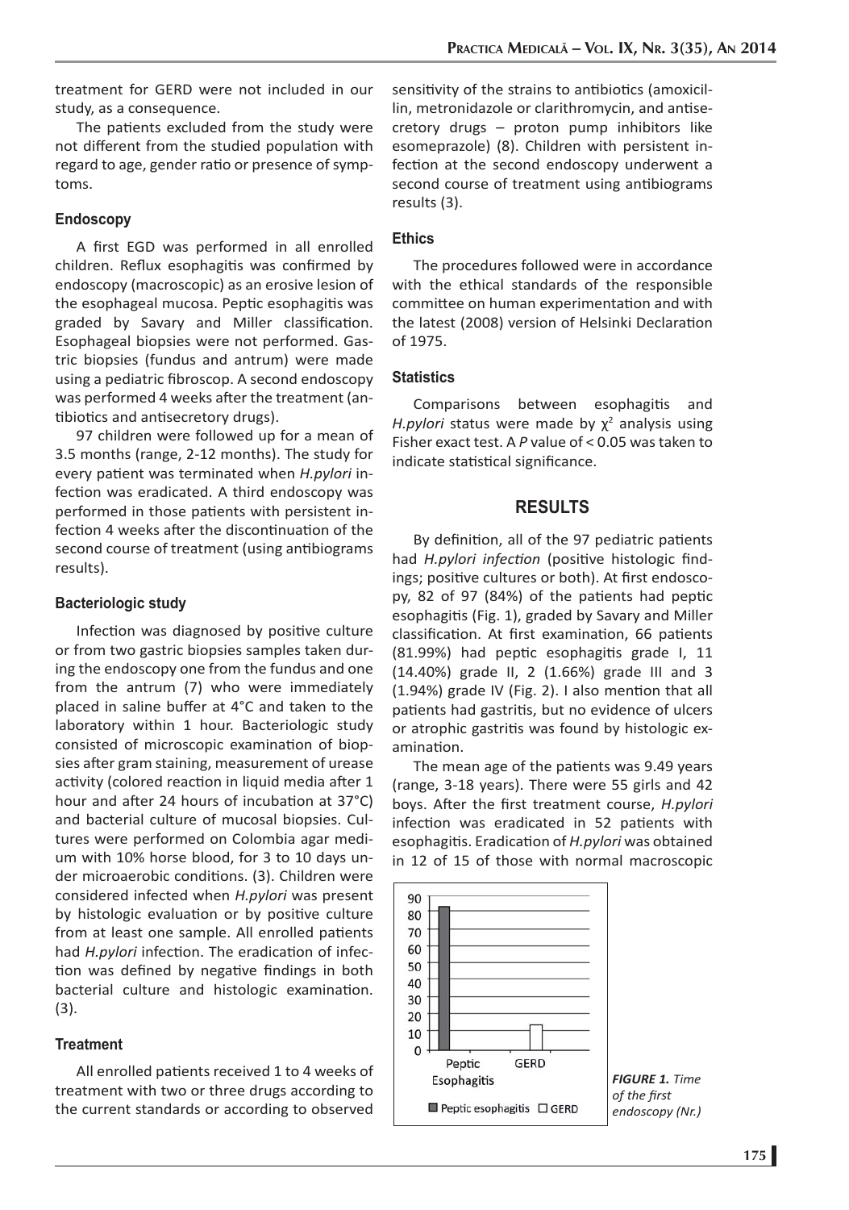treatment for GERD were not included in our study, as a consequence.

The patients excluded from the study were not different from the studied population with regard to age, gender ratio or presence of symptoms.

### Endoscopy

A first EGD was performed in all enrolled children. Reflux esophagitis was confirmed by endoscopy (macroscopic) as an erosive lesion of the esophageal mucosa. Peptic esophagitis was graded by Savary and Miller classification. Esophageal biopsies were not performed. Gastric biopsies (fundus and antrum) were made using a pediatric fibroscop. A second endoscopy was performed 4 weeks after the treatment (antibiotics and antisecretory drugs).

97 children were followed up for a mean of 3.5 months (range, 2-12 months). The study for every patient was terminated when *H.pylori* infection was eradicated. A third endoscopy was performed in those patients with persistent infection 4 weeks after the discontinuation of the second course of treatment (using antibiograms results).

### Bacteriologic study

Infection was diagnosed by positive culture or from two gastric biopsies samples taken during the endoscopy one from the fundus and one from the antrum (7) who were immediately placed in saline buffer at 4°C and taken to the laboratory within 1 hour. Bacteriologic study consisted of microscopic examination of biopsies after gram staining, measurement of urease activity (colored reaction in liquid media after 1 hour and after 24 hours of incubation at 37°C) and bacterial culture of mucosal biopsies. Cultures were performed on Colombia agar medium with 10% horse blood, for 3 to 10 days under microaerobic conditions. (3). Children were considered infected when *H.pylori* was present by histologic evaluation or by positive culture from at least one sample. All enrolled patients had *H.pylori* infection. The eradication of infection was defined by negative findings in both bacterial culture and histologic examination. (3).

### Treatment

All enrolled patients received 1 to 4 weeks of treatment with two or three drugs according to the current standards or according to observed sensitivity of the strains to antibiotics (amoxicillin, metronidazole or clarithromycin, and antisecretory drugs – proton pump inhibitors like esomeprazole) (8). Children with persistent infection at the second endoscopy underwent a second course of treatment using antibiograms results (3).

### Ethics

The procedures followed were in accordance with the ethical standards of the responsible committee on human experimentation and with the latest (2008) version of Helsinki Declaration of 1975.

### Statistics

Comparisons between esophagitis and *H.pylori* status were made by $\chi^2$ analysis using Fisher exact test. A $P$ value of $< 0.05$ was taken to indicate statistical significance.

## RESULTS

By definition, all of the 97 pediatric patients had *H.pylori infection* (positive histologic findings; positive cultures or both). At first endoscopy, 82 of 97 (84%) of the patients had peptic esophagitis (Fig. 1), graded by Savary and Miller classification. At first examination, 66 patients (81.99%) had peptic esophagitis grade I, 11 (14.40%) grade II, 2 (1.66%) grade III and 3 (1.94%) grade IV (Fig. 2). I also mention that all patients had gastritis, but no evidence of ulcers or atrophic gastritis was found by histologic examination.

The mean age of the patients was 9.49 years (range, 3-18 years). There were 55 girls and 42 boys. After the first treatment course, *H.pylori* infection was eradicated in 52 patients with esophagitis. Eradication of *H.pylori* was obtained in 12 of 15 of those with normal macroscopic

***FIGURE 1.*** *Time of the first endoscopy (Nr.)*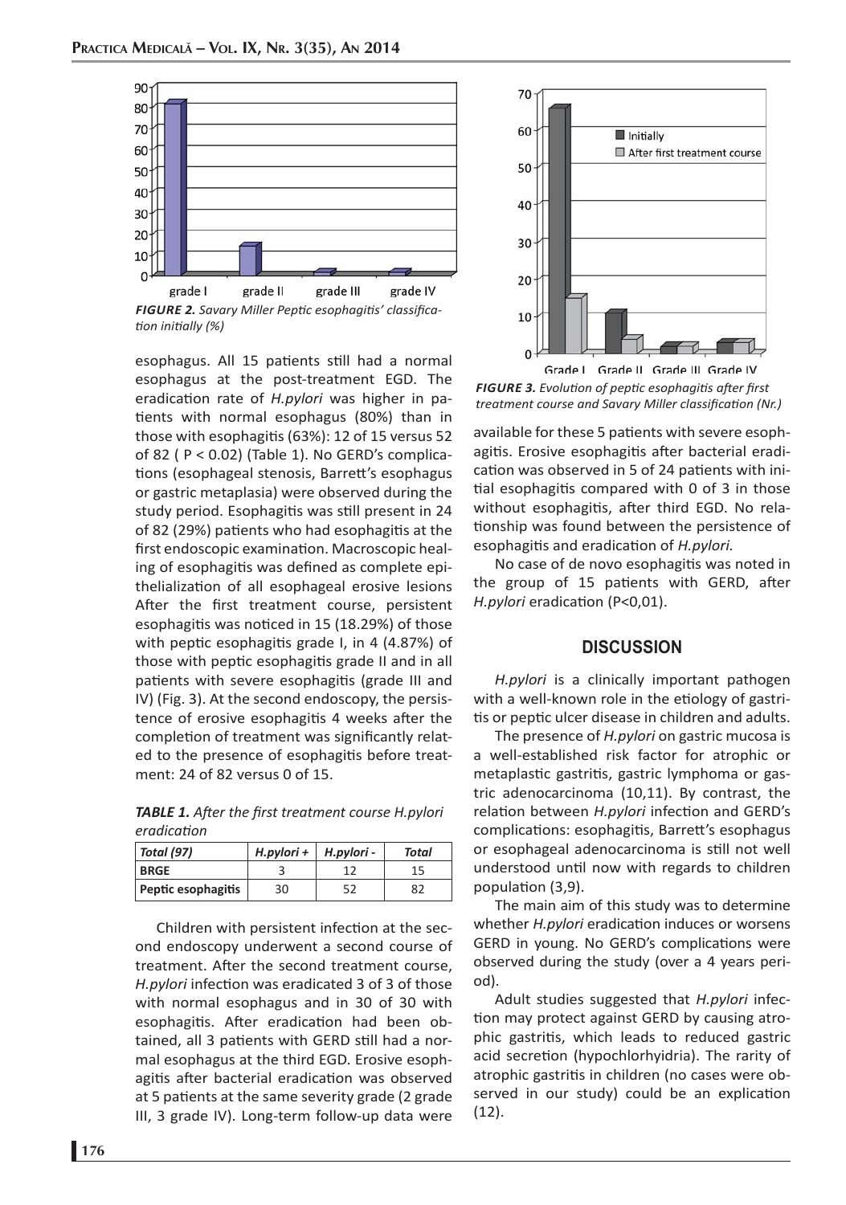FIGURE 2. *Savary Miller Peptic esophagitis' classification initially (%)*

esophagus. All 15 patients still had a normal esophagus at the post-treatment EGD. The eradication rate of *H.pylori* was higher in patients with normal esophagus (80%) than in those with esophagitis (63%): 12 of 15 versus 52 of 82 ( $P < 0.02$) (Table 1). No GERD's complications (esophageal stenosis, Barrett's esophagus or gastric metaplasia) were observed during the study period. Esophagitis was still present in 24 of 82 (29%) patients who had esophagitis at the first endoscopic examination. Macroscopic healing of esophagitis was defined as complete epithelialization of all esophageal erosive lesions After the first treatment course, persistent esophagitis was noticed in 15 (18.29%) of those with peptic esophagitis grade I, in 4 (4.87%) of those with peptic esophagitis grade II and in all patients with severe esophagitis (grade III and IV) (Fig. 3). At the second endoscopy, the persistence of erosive esophagitis 4 weeks after the completion of treatment was significantly related to the presence of esophagitis before treatment: 24 of 82 versus 0 of 15.

**TABLE 1.** *After the first treatment course H.pylori eradication*

| *Total (97)* | *H.pylori +* | *H.pylori -* | *Total* |
|---|---|---|---|
| **BRGE** | 3 | 12 | 15 |
| **Peptic esophagitis** | 30 | 52 | 82 |

Children with persistent infection at the second endoscopy underwent a second course of treatment. After the second treatment course, *H.pylori* infection was eradicated 3 of 3 of those with normal esophagus and in 30 of 30 with esophagitis. After eradication had been obtained, all 3 patients with GERD still had a normal esophagus at the third EGD. Erosive esophagitis after bacterial eradication was observed at 5 patients at the same severity grade (2 grade III, 3 grade IV). Long-term follow-up data were available for these 5 patients with severe esophagitis. Erosive esophagitis after bacterial eradication was observed in 5 of 24 patients with initial esophagitis compared with 0 of 3 in those without esophagitis, after third EGD. No relationship was found between the persistence of esophagitis and eradication of *H.pylori.*

FIGURE 3. *Evolution of peptic esophagitis after first treatment course and Savary Miller classification (Nr.)*

No case of de novo esophagitis was noted in the group of 15 patients with GERD, after *H.pylori* eradication ($P<0,01$).

## DISCUSSION

*H.pylori* is a clinically important pathogen with a well-known role in the etiology of gastritis or peptic ulcer disease in children and adults.

The presence of *H.pylori* on gastric mucosa is a well-established risk factor for atrophic or metaplastic gastritis, gastric lymphoma or gastric adenocarcinoma (10,11). By contrast, the relation between *H.pylori* infection and GERD's complications: esophagitis, Barrett's esophagus or esophageal adenocarcinoma is still not well understood until now with regards to children population (3,9).

The main aim of this study was to determine whether *H.pylori* eradication induces or worsens GERD in young. No GERD's complications were observed during the study (over a 4 years period).

Adult studies suggested that *H.pylori* infection may protect against GERD by causing atrophic gastritis, which leads to reduced gastric acid secretion (hypochlorhyidria). The rarity of atrophic gastritis in children (no cases were observed in our study) could be an explication (12).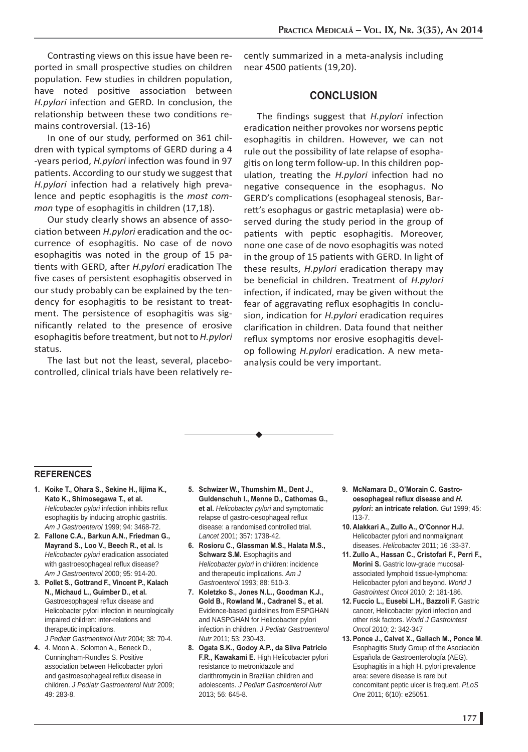Contrasting views on this issue have been reported in small prospective studies on children population. Few studies in children population, have noted positive association between *H.pylori* infection and GERD. In conclusion, the relationship between these two conditions remains controversial. (13-16)

In one of our study, performed on 361 children with typical symptoms of GERD during a 4 -years period, *H.pylori* infection was found in 97 patients. According to our study we suggest that *H.pylori* infection had a relatively high prevalence and peptic esophagitis is the *most common* type of esophagitis in children (17,18).

Our study clearly shows an absence of association between *H.pylori* eradication and the occurrence of esophagitis. No case of de novo esophagitis was noted in the group of 15 patients with GERD, after *H.pylori* eradication The five cases of persistent esophagitis observed in our study probably can be explained by the tendency for esophagitis to be resistant to treatment. The persistence of esophagitis was significantly related to the presence of erosive esophagitis before treatment, but not to *H.pylori* status.

The last but not the least, several, placebo-controlled, clinical trials have been relatively recently summarized in a meta-analysis including near 4500 patients (19,20).

## CONCLUSION

The findings suggest that *H.pylori* infection eradication neither provokes nor worsens peptic esophagitis in children. However, we can not rule out the possibility of late relapse of esophagitis on long term follow-up. In this children population, treating the *H.pylori* infection had no negative consequence in the esophagus. No GERD's complications (esophageal stenosis, Barrett's esophagus or gastric metaplasia) were observed during the study period in the group of patients with peptic esophagitis. Moreover, none one case of de novo esophagitis was noted in the group of 15 patients with GERD. In light of these results, *H.pylori* eradication therapy may be beneficial in children. Treatment of *H.pylori* infection, if indicated, may be given without the fear of aggravating reflux esophagitis In conclusion, indication for *H.pylori* eradication requires clarification in children. Data found that neither reflux symptoms nor erosive esophagitis develop following *H.pylori* eradication. A new meta-analysis could be very important.

## REFERENCES

1. **Koike T., Ohara S., Sekine H., Iijima K., Kato K., Shimosegawa T., et al.** *Helicobacter pylori* infection inhibits reflux esophagitis by inducing atrophic gastritis. *Am J Gastroenterol* 1999; 94: 3468-72.
2. **Fallone C.A., Barkun A.N., Friedman G., Mayrand S., Loo V., Beech R., et al.** Is *Helicobacter pylori* eradication associated with gastroesophageal reflux disease? *Am J Gastroenterol* 2000; 95: 914-20.
3. **Pollet S., Gottrand F., Vincent P., Kalach N., Michaud L., Guimber D., et al.** Gastroesophageal reflux disease and Helicobacter pylori infection in neurologically impaired children: inter-relations and therapeutic implications. *J Pediatr Gastroenterol Nutr* 2004; 38: 70-4.
4. 4. Moon A., Solomon A., Beneck D., Cunningham-Rundles S. Positive association between Helicobacter pylori and gastroesophageal reflux disease in children. *J Pediatr Gastroenterol Nutr* 2009; 49: 283-8.
5. **Schwizer W., Thumshirn M., Dent J., Guldenschuh I., Menne D., Cathomas G., et al.** *Helicobacter pylori* and symptomatic relapse of gastro-oesophageal reflux disease: a randomised controlled trial. *Lancet* 2001; 357: 1738-42.
6. **Rosioru C., Glassman M.S., Halata M.S., Schwarz S.M.** Esophagitis and *Helicobacter pylori* in children: incidence and therapeutic implications. *Am J Gastroenterol* 1993; 88: 510-3.
7. **Koletzko S., Jones N.L., Goodman K.J., Gold B., Rowland M., Cadranel S., et al.** Evidence-based guidelines from ESPGHAN and NASPGHAN for Helicobacter pylori infection in children. *J Pediatr Gastroenterol Nutr* 2011; 53: 230-43.
8. **Ogata S.K., Godoy A.P., da Silva Patricio F.R., Kawakami E.** High Helicobacter pylori resistance to metronidazole and clarithromycin in Brazilian children and adolescents. *J Pediatr Gastroenterol Nutr* 2013; 56: 645-8.
9. **McNamara D., O'Morain C. Gastro-oesophageal reflux disease and *H. pylori*: an intricate relation.** *Gut* 1999; 45: I13-7.
10. **Alakkari A., Zullo A., O'Connor H.J.** Helicobacter pylori and nonmalignant diseases. *Helicobacter* 2011; 16 :33-37.
11. **Zullo A., Hassan C., Cristofari F., Perri F., Morini S.** Gastric low-grade mucosal-associated lymphoid tissue-lymphoma: Helicobacter pylori and beyond. *World J Gastrointest Oncol* 2010; 2: 181-186.
12. **Fuccio L., Eusebi L.H., Bazzoli F.** Gastric cancer, Helicobacter pylori infection and other risk factors. *World J Gastrointest Oncol* 2010; 2: 342-347
13. **Ponce J., Calvet X., Gallach M., Ponce M**. Esophagitis Study Group of the Asociación Española de Gastroenterología (AEG). Esophagitis in a high H. pylori prevalence area: severe disease is rare but concomitant peptic ulcer is frequent. *PLoS One* 2011; 6(10): e25051.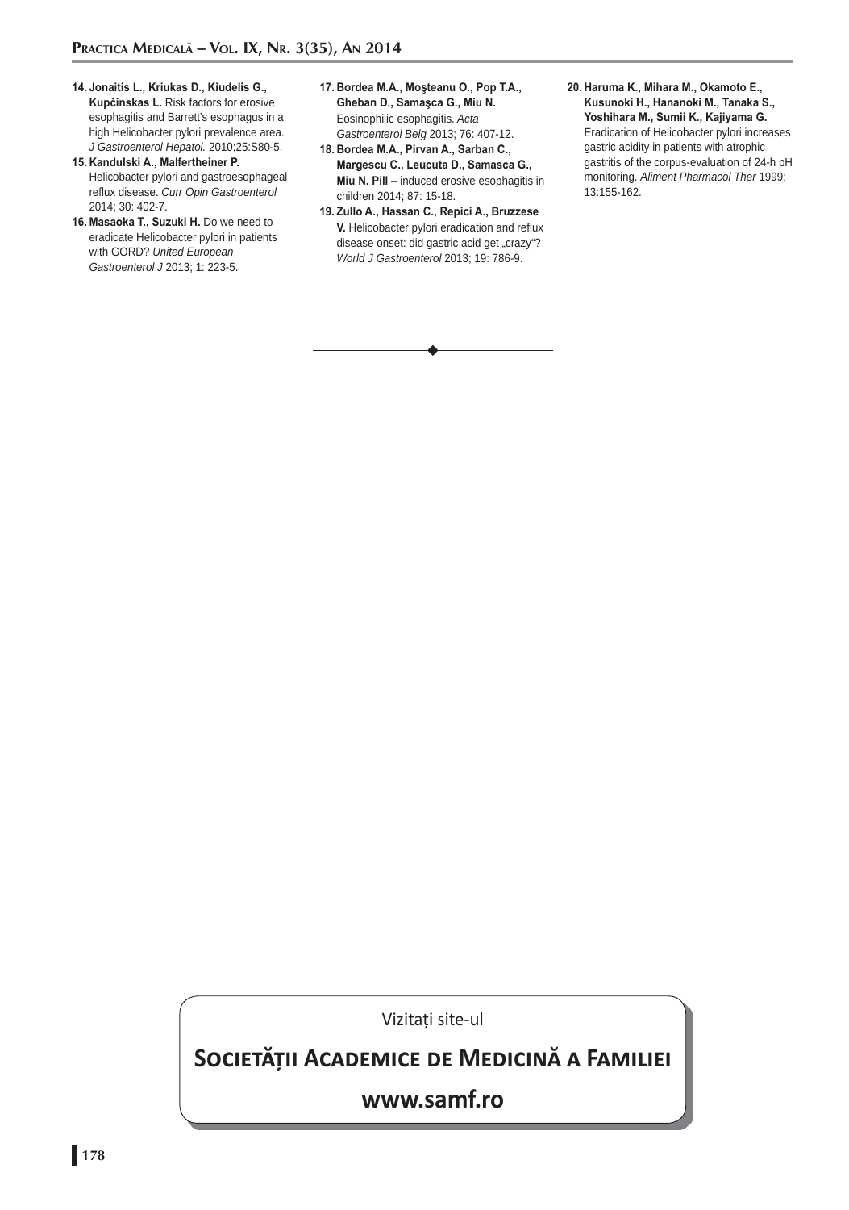14. **Jonaitis L., Kriukas D., Kiudelis G., Kupčinskas L.** Risk factors for erosive esophagitis and Barrett's esophagus in a high Helicobacter pylori prevalence area. *J Gastroenterol Hepatol.* 2010;25:S80-5.
15. **Kandulski A., Malfertheiner P.** Helicobacter pylori and gastroesophageal reflux disease. *Curr Opin Gastroenterol* 2014; 30: 402-7.
16. **Masaoka T., Suzuki H.** Do we need to eradicate Helicobacter pylori in patients with GORD? *United European Gastroenterol J* 2013; 1: 223-5.
17. **Bordea M.A., Moşteanu O., Pop T.A., Gheban D., Samaşca G., Miu N.** Eosinophilic esophagitis. *Acta Gastroenterol Belg* 2013; 76: 407-12.
18. **Bordea M.A., Pirvan A., Sarban C., Margescu C., Leucuta D., Samasca G., Miu N. Pill** – induced erosive esophagitis in children 2014; 87: 15-18.
19. **Zullo A., Hassan C., Repici A., Bruzzese V.** Helicobacter pylori eradication and reflux disease onset: did gastric acid get „crazy"? *World J Gastroenterol* 2013; 19: 786-9.
20. **Haruma K., Mihara M., Okamoto E., Kusunoki H., Hananoki M., Tanaka S., Yoshihara M., Sumii K., Kajiyama G.** Eradication of Helicobacter pylori increases gastric acidity in patients with atrophic gastritis of the corpus-evaluation of 24-h pH monitoring. *Aliment Pharmacol Ther* 1999; 13:155-162.

---

Vizitați site-ul

**Societății Academice de Medicină a Familiei**

**www.samf.ro**